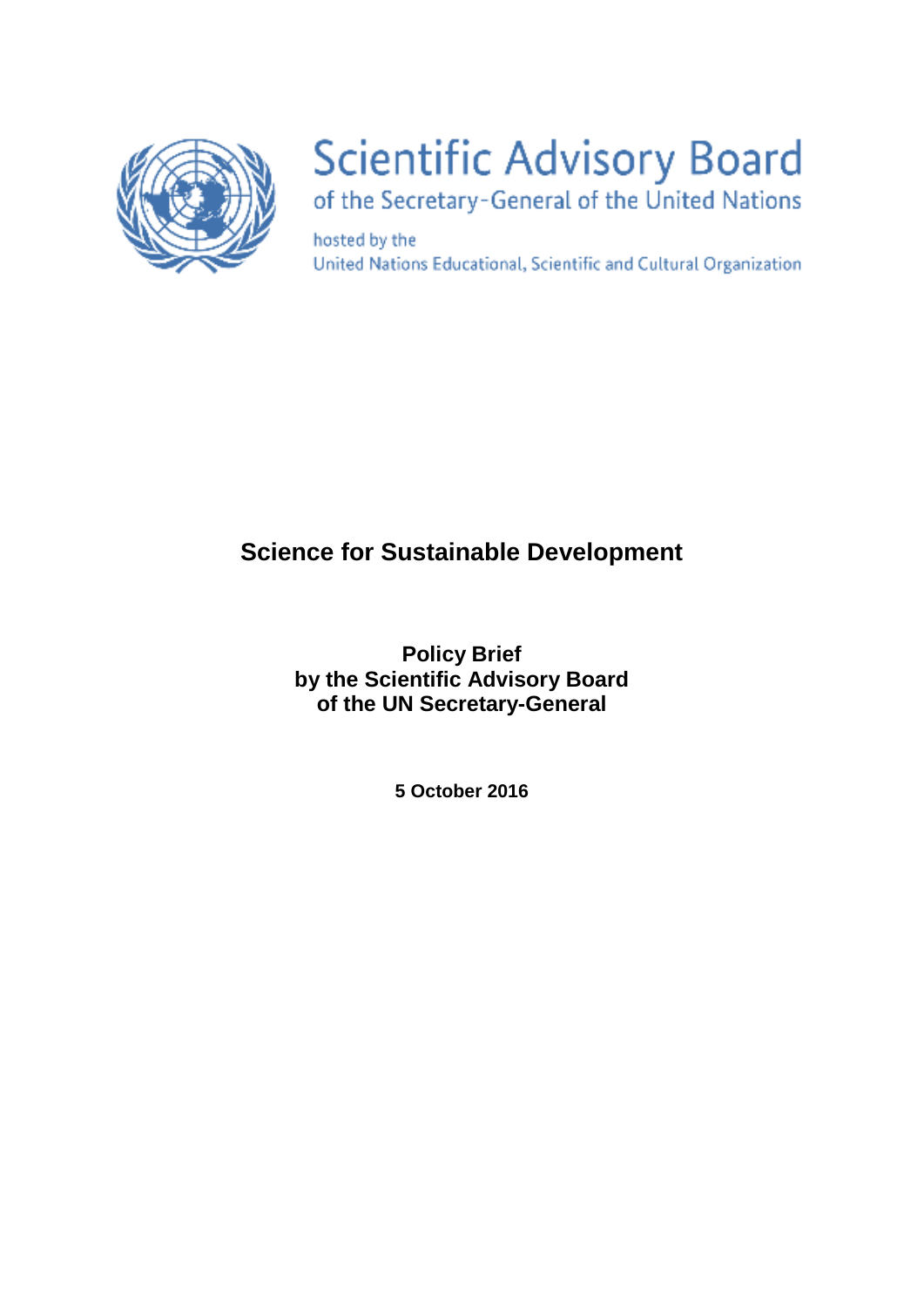Scientific Advisory Board

of the Secretary-General of the United Nations

hosted by the
United Nations Educational, Scientific and Cultural Organization

# Science for Sustainable Development

**Policy Brief**
**by the Scientific Advisory Board**
**of the UN Secretary-General**

**5 October 2016**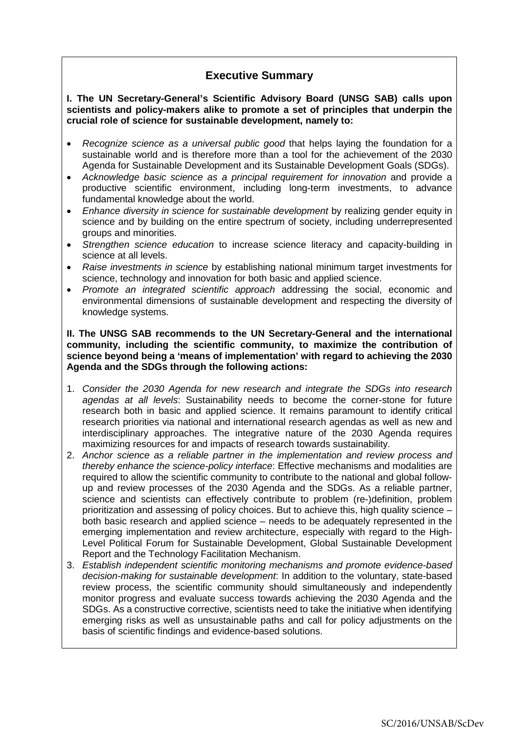## Executive Summary

**I. The UN Secretary-General's Scientific Advisory Board (UNSG SAB) calls upon scientists and policy-makers alike to promote a set of principles that underpin the crucial role of science for sustainable development, namely to:**

- *Recognize science as a universal public good* that helps laying the foundation for a sustainable world and is therefore more than a tool for the achievement of the 2030 Agenda for Sustainable Development and its Sustainable Development Goals (SDGs).
- *Acknowledge basic science as a principal requirement for innovation* and provide a productive scientific environment, including long-term investments, to advance fundamental knowledge about the world.
- *Enhance diversity in science for sustainable development* by realizing gender equity in science and by building on the entire spectrum of society, including underrepresented groups and minorities.
- *Strengthen science education* to increase science literacy and capacity-building in science at all levels.
- *Raise investments in science* by establishing national minimum target investments for science, technology and innovation for both basic and applied science.
- *Promote an integrated scientific approach* addressing the social, economic and environmental dimensions of sustainable development and respecting the diversity of knowledge systems.

**II. The UNSG SAB recommends to the UN Secretary-General and the international community, including the scientific community, to maximize the contribution of science beyond being a 'means of implementation' with regard to achieving the 2030 Agenda and the SDGs through the following actions:**

1. *Consider the 2030 Agenda for new research and integrate the SDGs into research agendas at all levels*: Sustainability needs to become the corner-stone for future research both in basic and applied science. It remains paramount to identify critical research priorities via national and international research agendas as well as new and interdisciplinary approaches. The integrative nature of the 2030 Agenda requires maximizing resources for and impacts of research towards sustainability.
2. *Anchor science as a reliable partner in the implementation and review process and thereby enhance the science-policy interface*: Effective mechanisms and modalities are required to allow the scientific community to contribute to the national and global follow-up and review processes of the 2030 Agenda and the SDGs. As a reliable partner, science and scientists can effectively contribute to problem (re-)definition, problem prioritization and assessing of policy choices. But to achieve this, high quality science – both basic research and applied science – needs to be adequately represented in the emerging implementation and review architecture, especially with regard to the High-Level Political Forum for Sustainable Development, Global Sustainable Development Report and the Technology Facilitation Mechanism.
3. *Establish independent scientific monitoring mechanisms and promote evidence-based decision-making for sustainable development*: In addition to the voluntary, state-based review process, the scientific community should simultaneously and independently monitor progress and evaluate success towards achieving the 2030 Agenda and the SDGs. As a constructive corrective, scientists need to take the initiative when identifying emerging risks as well as unsustainable paths and call for policy adjustments on the basis of scientific findings and evidence-based solutions.

SC/2016/UNSAB/ScDev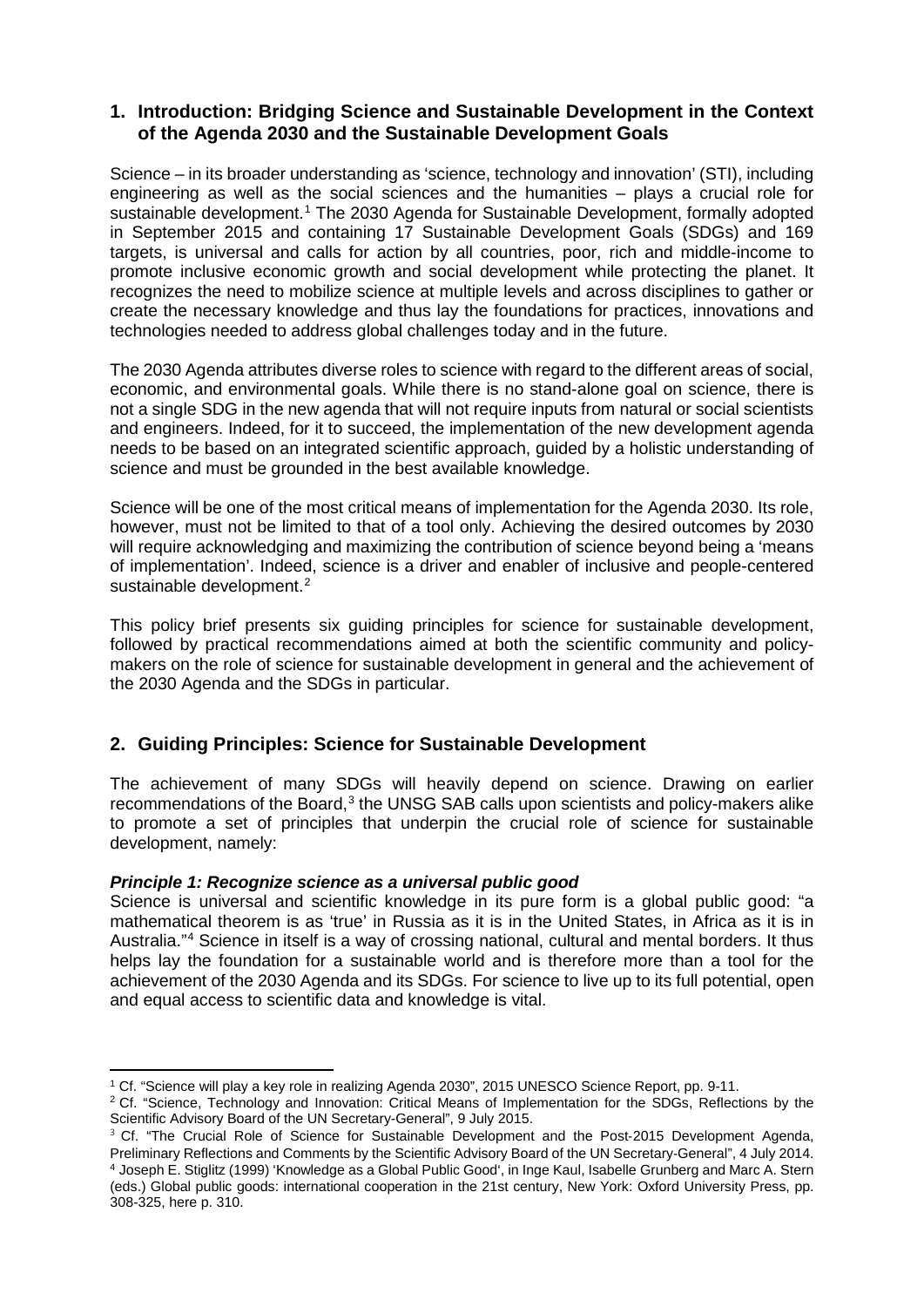## 1. Introduction: Bridging Science and Sustainable Development in the Context of the Agenda 2030 and the Sustainable Development Goals

Science – in its broader understanding as 'science, technology and innovation' (STI), including engineering as well as the social sciences and the humanities – plays a crucial role for sustainable development.[1] The 2030 Agenda for Sustainable Development, formally adopted in September 2015 and containing 17 Sustainable Development Goals (SDGs) and 169 targets, is universal and calls for action by all countries, poor, rich and middle-income to promote inclusive economic growth and social development while protecting the planet. It recognizes the need to mobilize science at multiple levels and across disciplines to gather or create the necessary knowledge and thus lay the foundations for practices, innovations and technologies needed to address global challenges today and in the future.

The 2030 Agenda attributes diverse roles to science with regard to the different areas of social, economic, and environmental goals. While there is no stand-alone goal on science, there is not a single SDG in the new agenda that will not require inputs from natural or social scientists and engineers. Indeed, for it to succeed, the implementation of the new development agenda needs to be based on an integrated scientific approach, guided by a holistic understanding of science and must be grounded in the best available knowledge.

Science will be one of the most critical means of implementation for the Agenda 2030. Its role, however, must not be limited to that of a tool only. Achieving the desired outcomes by 2030 will require acknowledging and maximizing the contribution of science beyond being a 'means of implementation'. Indeed, science is a driver and enabler of inclusive and people-centered sustainable development.[2]

This policy brief presents six guiding principles for science for sustainable development, followed by practical recommendations aimed at both the scientific community and policy-makers on the role of science for sustainable development in general and the achievement of the 2030 Agenda and the SDGs in particular.

## 2. Guiding Principles: Science for Sustainable Development

The achievement of many SDGs will heavily depend on science. Drawing on earlier recommendations of the Board,[3] the UNSG SAB calls upon scientists and policy-makers alike to promote a set of principles that underpin the crucial role of science for sustainable development, namely:

***Principle 1: Recognize science as a universal public good***

Science is universal and scientific knowledge in its pure form is a global public good: "a mathematical theorem is as 'true' in Russia as it is in the United States, in Africa as it is in Australia."[4] Science in itself is a way of crossing national, cultural and mental borders. It thus helps lay the foundation for a sustainable world and is therefore more than a tool for the achievement of the 2030 Agenda and its SDGs. For science to live up to its full potential, open and equal access to scientific data and knowledge is vital.

---

[1] Cf. "Science will play a key role in realizing Agenda 2030", 2015 UNESCO Science Report, pp. 9-11.

[2] Cf. "Science, Technology and Innovation: Critical Means of Implementation for the SDGs, Reflections by the Scientific Advisory Board of the UN Secretary-General", 9 July 2015.

[3] Cf. "The Crucial Role of Science for Sustainable Development and the Post-2015 Development Agenda, Preliminary Reflections and Comments by the Scientific Advisory Board of the UN Secretary-General", 4 July 2014.

[4] Joseph E. Stiglitz (1999) 'Knowledge as a Global Public Good', in Inge Kaul, Isabelle Grunberg and Marc A. Stern (eds.) Global public goods: international cooperation in the 21st century, New York: Oxford University Press, pp. 308-325, here p. 310.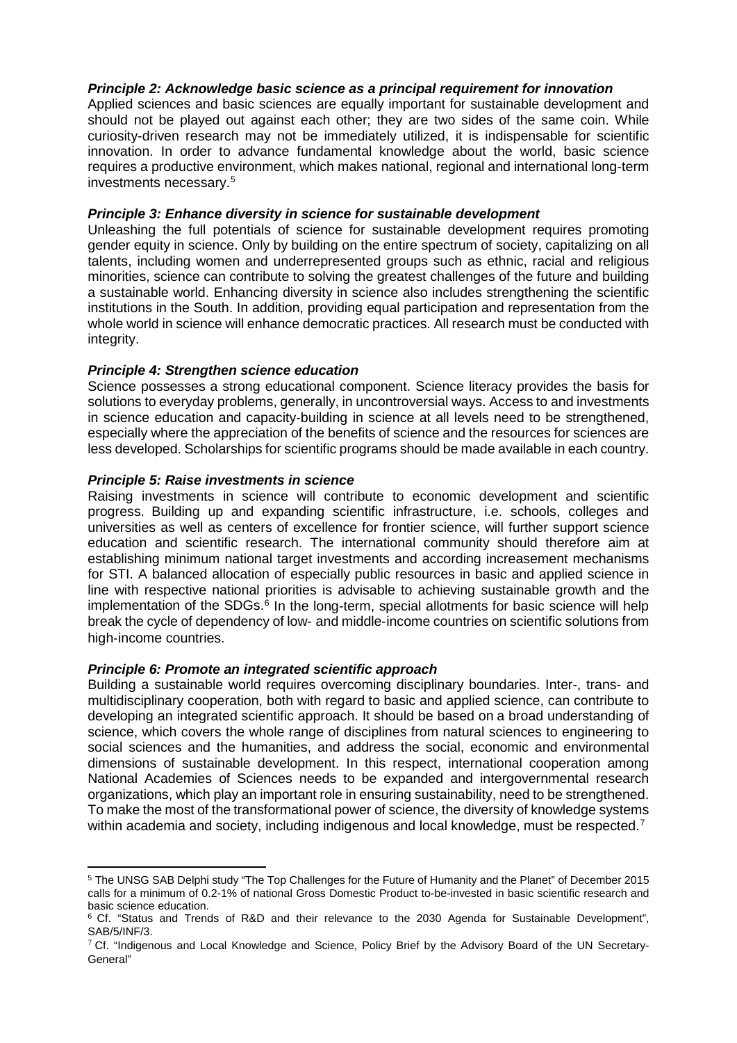***Principle 2: Acknowledge basic science as a principal requirement for innovation***

Applied sciences and basic sciences are equally important for sustainable development and should not be played out against each other; they are two sides of the same coin. While curiosity-driven research may not be immediately utilized, it is indispensable for scientific innovation. In order to advance fundamental knowledge about the world, basic science requires a productive environment, which makes national, regional and international long-term investments necessary.[5]

***Principle 3: Enhance diversity in science for sustainable development***

Unleashing the full potentials of science for sustainable development requires promoting gender equity in science. Only by building on the entire spectrum of society, capitalizing on all talents, including women and underrepresented groups such as ethnic, racial and religious minorities, science can contribute to solving the greatest challenges of the future and building a sustainable world. Enhancing diversity in science also includes strengthening the scientific institutions in the South. In addition, providing equal participation and representation from the whole world in science will enhance democratic practices. All research must be conducted with integrity.

***Principle 4: Strengthen science education***

Science possesses a strong educational component. Science literacy provides the basis for solutions to everyday problems, generally, in uncontroversial ways. Access to and investments in science education and capacity-building in science at all levels need to be strengthened, especially where the appreciation of the benefits of science and the resources for sciences are less developed. Scholarships for scientific programs should be made available in each country.

***Principle 5: Raise investments in science***

Raising investments in science will contribute to economic development and scientific progress. Building up and expanding scientific infrastructure, i.e. schools, colleges and universities as well as centers of excellence for frontier science, will further support science education and scientific research. The international community should therefore aim at establishing minimum national target investments and according increasement mechanisms for STI. A balanced allocation of especially public resources in basic and applied science in line with respective national priorities is advisable to achieving sustainable growth and the implementation of the SDGs.[6] In the long-term, special allotments for basic science will help break the cycle of dependency of low- and middle-income countries on scientific solutions from high-income countries.

***Principle 6: Promote an integrated scientific approach***

Building a sustainable world requires overcoming disciplinary boundaries. Inter-, trans- and multidisciplinary cooperation, both with regard to basic and applied science, can contribute to developing an integrated scientific approach. It should be based on a broad understanding of science, which covers the whole range of disciplines from natural sciences to engineering to social sciences and the humanities, and address the social, economic and environmental dimensions of sustainable development. In this respect, international cooperation among National Academies of Sciences needs to be expanded and intergovernmental research organizations, which play an important role in ensuring sustainability, need to be strengthened. To make the most of the transformational power of science, the diversity of knowledge systems within academia and society, including indigenous and local knowledge, must be respected.[7]

---

[5] The UNSG SAB Delphi study "The Top Challenges for the Future of Humanity and the Planet" of December 2015 calls for a minimum of 0.2-1% of national Gross Domestic Product to-be-invested in basic scientific research and basic science education.

[6] Cf. "Status and Trends of R&D and their relevance to the 2030 Agenda for Sustainable Development", SAB/5/INF/3.

[7] Cf. "Indigenous and Local Knowledge and Science, Policy Brief by the Advisory Board of the UN Secretary-General"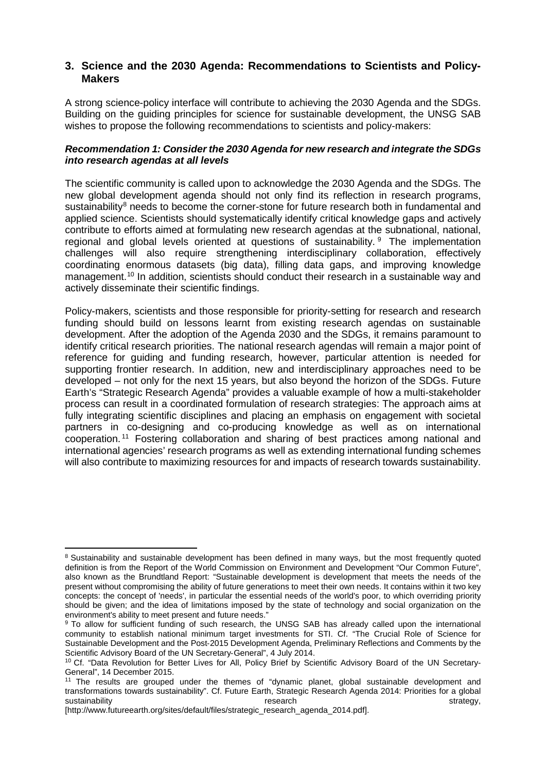## 3. Science and the 2030 Agenda: Recommendations to Scientists and Policy-Makers

A strong science-policy interface will contribute to achieving the 2030 Agenda and the SDGs. Building on the guiding principles for science for sustainable development, the UNSG SAB wishes to propose the following recommendations to scientists and policy-makers:

### *Recommendation 1: Consider the 2030 Agenda for new research and integrate the SDGs into research agendas at all levels*

The scientific community is called upon to acknowledge the 2030 Agenda and the SDGs. The new global development agenda should not only find its reflection in research programs, sustainability[8] needs to become the corner-stone for future research both in fundamental and applied science. Scientists should systematically identify critical knowledge gaps and actively contribute to efforts aimed at formulating new research agendas at the subnational, national, regional and global levels oriented at questions of sustainability.[9] The implementation challenges will also require strengthening interdisciplinary collaboration, effectively coordinating enormous datasets (big data), filling data gaps, and improving knowledge management.[10] In addition, scientists should conduct their research in a sustainable way and actively disseminate their scientific findings.

Policy-makers, scientists and those responsible for priority-setting for research and research funding should build on lessons learnt from existing research agendas on sustainable development. After the adoption of the Agenda 2030 and the SDGs, it remains paramount to identify critical research priorities. The national research agendas will remain a major point of reference for guiding and funding research, however, particular attention is needed for supporting frontier research. In addition, new and interdisciplinary approaches need to be developed – not only for the next 15 years, but also beyond the horizon of the SDGs. Future Earth's "Strategic Research Agenda" provides a valuable example of how a multi-stakeholder process can result in a coordinated formulation of research strategies: The approach aims at fully integrating scientific disciplines and placing an emphasis on engagement with societal partners in co-designing and co-producing knowledge as well as on international cooperation.[11] Fostering collaboration and sharing of best practices among national and international agencies' research programs as well as extending international funding schemes will also contribute to maximizing resources for and impacts of research towards sustainability.

---

[8] Sustainability and sustainable development has been defined in many ways, but the most frequently quoted definition is from the Report of the World Commission on Environment and Development "Our Common Future", also known as the Brundtland Report: "Sustainable development is development that meets the needs of the present without compromising the ability of future generations to meet their own needs. It contains within it two key concepts: the concept of 'needs', in particular the essential needs of the world's poor, to which overriding priority should be given; and the idea of limitations imposed by the state of technology and social organization on the environment's ability to meet present and future needs."

[9] To allow for sufficient funding of such research, the UNSG SAB has already called upon the international community to establish national minimum target investments for STI. Cf. "The Crucial Role of Science for Sustainable Development and the Post-2015 Development Agenda, Preliminary Reflections and Comments by the Scientific Advisory Board of the UN Secretary-General", 4 July 2014.

[10] Cf. "Data Revolution for Better Lives for All, Policy Brief by Scientific Advisory Board of the UN Secretary-General", 14 December 2015.

[11] The results are grouped under the themes of "dynamic planet, global sustainable development and transformations towards sustainability". Cf. Future Earth, Strategic Research Agenda 2014: Priorities for a global sustainability research strategy, [http://www.futureearth.org/sites/default/files/strategic_research_agenda_2014.pdf].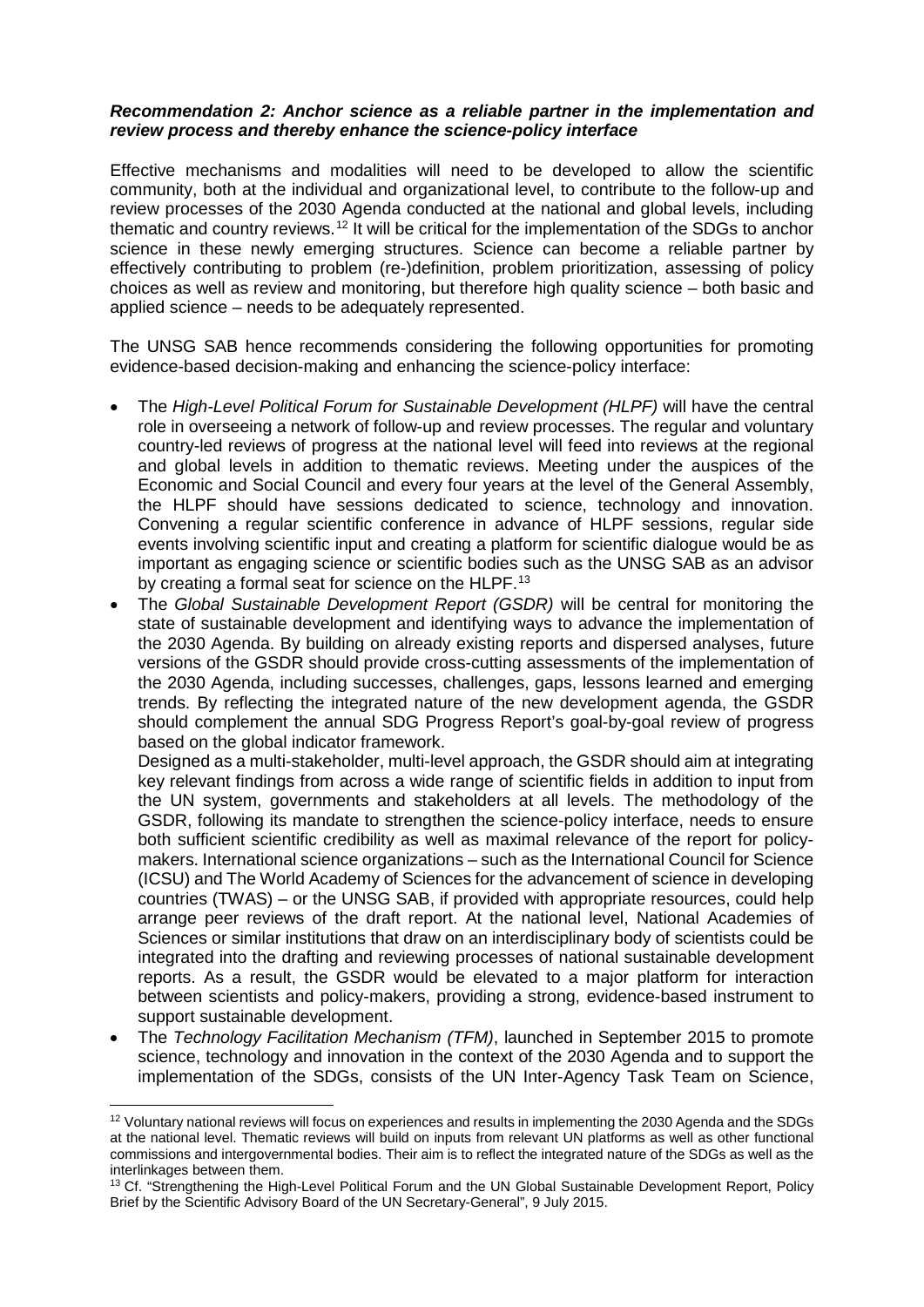***Recommendation 2: Anchor science as a reliable partner in the implementation and review process and thereby enhance the science-policy interface***

Effective mechanisms and modalities will need to be developed to allow the scientific community, both at the individual and organizational level, to contribute to the follow-up and review processes of the 2030 Agenda conducted at the national and global levels, including thematic and country reviews.[12] It will be critical for the implementation of the SDGs to anchor science in these newly emerging structures. Science can become a reliable partner by effectively contributing to problem (re-)definition, problem prioritization, assessing of policy choices as well as review and monitoring, but therefore high quality science – both basic and applied science – needs to be adequately represented.

The UNSG SAB hence recommends considering the following opportunities for promoting evidence-based decision-making and enhancing the science-policy interface:

- The *High-Level Political Forum for Sustainable Development (HLPF)* will have the central role in overseeing a network of follow-up and review processes. The regular and voluntary country-led reviews of progress at the national level will feed into reviews at the regional and global levels in addition to thematic reviews. Meeting under the auspices of the Economic and Social Council and every four years at the level of the General Assembly, the HLPF should have sessions dedicated to science, technology and innovation. Convening a regular scientific conference in advance of HLPF sessions, regular side events involving scientific input and creating a platform for scientific dialogue would be as important as engaging science or scientific bodies such as the UNSG SAB as an advisor by creating a formal seat for science on the HLPF.[13]
- The *Global Sustainable Development Report (GSDR)* will be central for monitoring the state of sustainable development and identifying ways to advance the implementation of the 2030 Agenda. By building on already existing reports and dispersed analyses, future versions of the GSDR should provide cross-cutting assessments of the implementation of the 2030 Agenda, including successes, challenges, gaps, lessons learned and emerging trends. By reflecting the integrated nature of the new development agenda, the GSDR should complement the annual SDG Progress Report's goal-by-goal review of progress based on the global indicator framework.

  Designed as a multi-stakeholder, multi-level approach, the GSDR should aim at integrating key relevant findings from across a wide range of scientific fields in addition to input from the UN system, governments and stakeholders at all levels. The methodology of the GSDR, following its mandate to strengthen the science-policy interface, needs to ensure both sufficient scientific credibility as well as maximal relevance of the report for policy-makers. International science organizations – such as the International Council for Science (ICSU) and The World Academy of Sciences for the advancement of science in developing countries (TWAS) – or the UNSG SAB, if provided with appropriate resources, could help arrange peer reviews of the draft report. At the national level, National Academies of Sciences or similar institutions that draw on an interdisciplinary body of scientists could be integrated into the drafting and reviewing processes of national sustainable development reports. As a result, the GSDR would be elevated to a major platform for interaction between scientists and policy-makers, providing a strong, evidence-based instrument to support sustainable development.
- The *Technology Facilitation Mechanism (TFM)*, launched in September 2015 to promote science, technology and innovation in the context of the 2030 Agenda and to support the implementation of the SDGs, consists of the UN Inter-Agency Task Team on Science,

---

[12] Voluntary national reviews will focus on experiences and results in implementing the 2030 Agenda and the SDGs at the national level. Thematic reviews will build on inputs from relevant UN platforms as well as other functional commissions and intergovernmental bodies. Their aim is to reflect the integrated nature of the SDGs as well as the interlinkages between them.

[13] Cf. "Strengthening the High-Level Political Forum and the UN Global Sustainable Development Report, Policy Brief by the Scientific Advisory Board of the UN Secretary-General", 9 July 2015.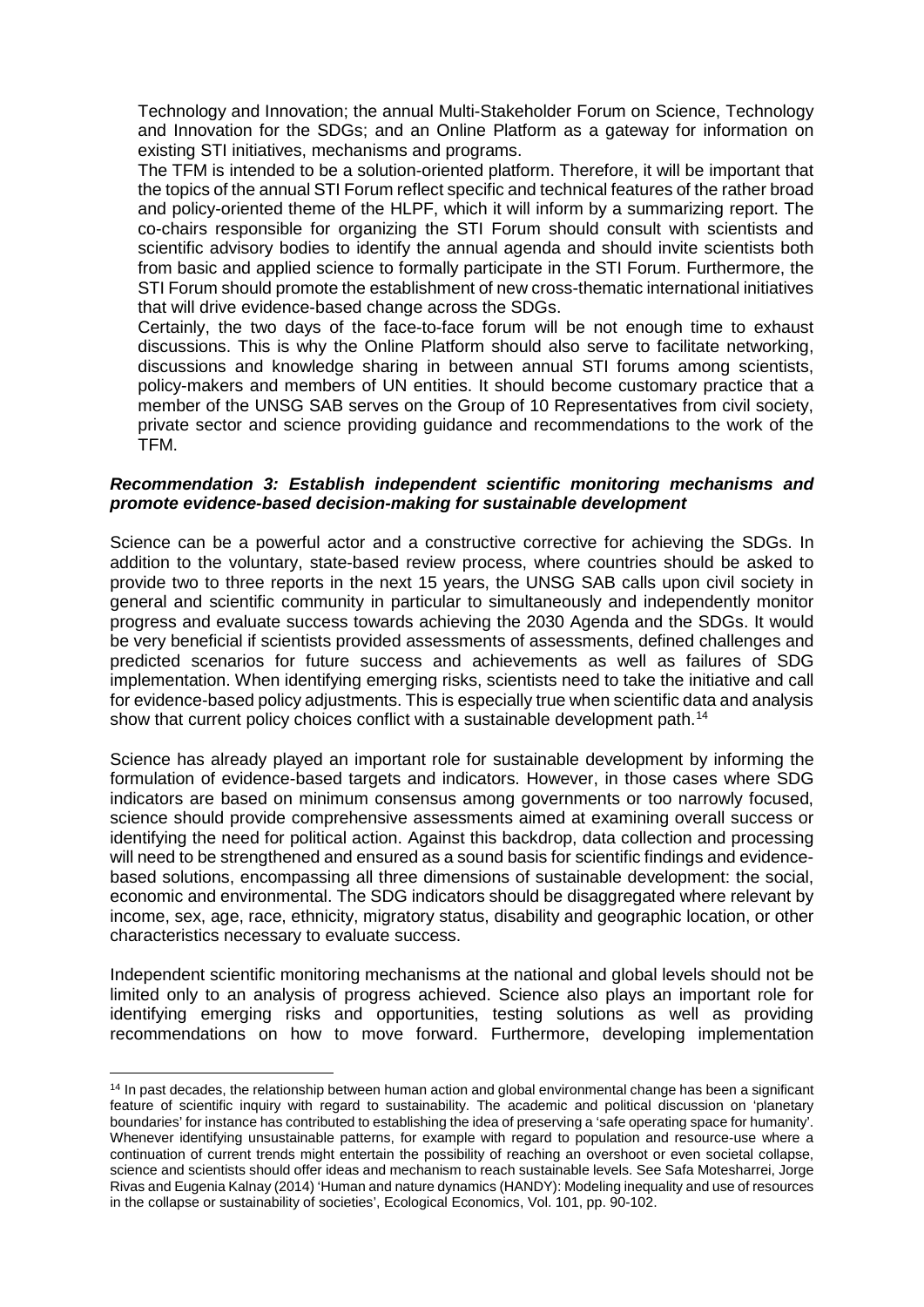Technology and Innovation; the annual Multi-Stakeholder Forum on Science, Technology and Innovation for the SDGs; and an Online Platform as a gateway for information on existing STI initiatives, mechanisms and programs.

The TFM is intended to be a solution-oriented platform. Therefore, it will be important that the topics of the annual STI Forum reflect specific and technical features of the rather broad and policy-oriented theme of the HLPF, which it will inform by a summarizing report. The co-chairs responsible for organizing the STI Forum should consult with scientists and scientific advisory bodies to identify the annual agenda and should invite scientists both from basic and applied science to formally participate in the STI Forum. Furthermore, the STI Forum should promote the establishment of new cross-thematic international initiatives that will drive evidence-based change across the SDGs.

Certainly, the two days of the face-to-face forum will be not enough time to exhaust discussions. This is why the Online Platform should also serve to facilitate networking, discussions and knowledge sharing in between annual STI forums among scientists, policy-makers and members of UN entities. It should become customary practice that a member of the UNSG SAB serves on the Group of 10 Representatives from civil society, private sector and science providing guidance and recommendations to the work of the TFM.

***Recommendation 3: Establish independent scientific monitoring mechanisms and promote evidence-based decision-making for sustainable development***

Science can be a powerful actor and a constructive corrective for achieving the SDGs. In addition to the voluntary, state-based review process, where countries should be asked to provide two to three reports in the next 15 years, the UNSG SAB calls upon civil society in general and scientific community in particular to simultaneously and independently monitor progress and evaluate success towards achieving the 2030 Agenda and the SDGs. It would be very beneficial if scientists provided assessments of assessments, defined challenges and predicted scenarios for future success and achievements as well as failures of SDG implementation. When identifying emerging risks, scientists need to take the initiative and call for evidence-based policy adjustments. This is especially true when scientific data and analysis show that current policy choices conflict with a sustainable development path.[14]

Science has already played an important role for sustainable development by informing the formulation of evidence-based targets and indicators. However, in those cases where SDG indicators are based on minimum consensus among governments or too narrowly focused, science should provide comprehensive assessments aimed at examining overall success or identifying the need for political action. Against this backdrop, data collection and processing will need to be strengthened and ensured as a sound basis for scientific findings and evidence-based solutions, encompassing all three dimensions of sustainable development: the social, economic and environmental. The SDG indicators should be disaggregated where relevant by income, sex, age, race, ethnicity, migratory status, disability and geographic location, or other characteristics necessary to evaluate success.

Independent scientific monitoring mechanisms at the national and global levels should not be limited only to an analysis of progress achieved. Science also plays an important role for identifying emerging risks and opportunities, testing solutions as well as providing recommendations on how to move forward. Furthermore, developing implementation

[14] In past decades, the relationship between human action and global environmental change has been a significant feature of scientific inquiry with regard to sustainability. The academic and political discussion on 'planetary boundaries' for instance has contributed to establishing the idea of preserving a 'safe operating space for humanity'. Whenever identifying unsustainable patterns, for example with regard to population and resource-use where a continuation of current trends might entertain the possibility of reaching an overshoot or even societal collapse, science and scientists should offer ideas and mechanism to reach sustainable levels. See Safa Motesharrei, Jorge Rivas and Eugenia Kalnay (2014) 'Human and nature dynamics (HANDY): Modeling inequality and use of resources in the collapse or sustainability of societies', Ecological Economics, Vol. 101, pp. 90-102.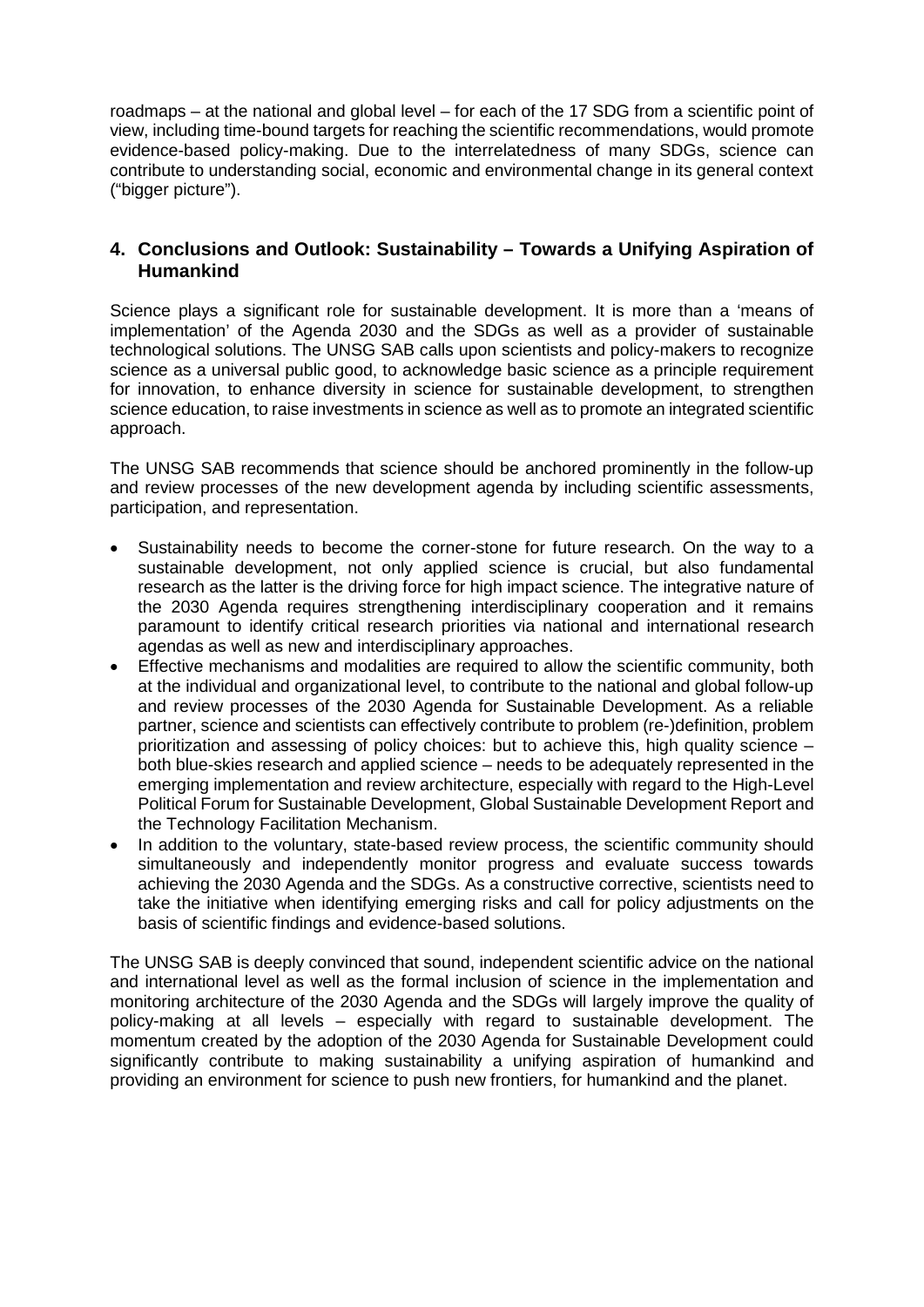roadmaps – at the national and global level – for each of the 17 SDG from a scientific point of view, including time-bound targets for reaching the scientific recommendations, would promote evidence-based policy-making. Due to the interrelatedness of many SDGs, science can contribute to understanding social, economic and environmental change in its general context ("bigger picture").

## 4. Conclusions and Outlook: Sustainability – Towards a Unifying Aspiration of Humankind

Science plays a significant role for sustainable development. It is more than a 'means of implementation' of the Agenda 2030 and the SDGs as well as a provider of sustainable technological solutions. The UNSG SAB calls upon scientists and policy-makers to recognize science as a universal public good, to acknowledge basic science as a principle requirement for innovation, to enhance diversity in science for sustainable development, to strengthen science education, to raise investments in science as well as to promote an integrated scientific approach.

The UNSG SAB recommends that science should be anchored prominently in the follow-up and review processes of the new development agenda by including scientific assessments, participation, and representation.

- Sustainability needs to become the corner-stone for future research. On the way to a sustainable development, not only applied science is crucial, but also fundamental research as the latter is the driving force for high impact science. The integrative nature of the 2030 Agenda requires strengthening interdisciplinary cooperation and it remains paramount to identify critical research priorities via national and international research agendas as well as new and interdisciplinary approaches.
- Effective mechanisms and modalities are required to allow the scientific community, both at the individual and organizational level, to contribute to the national and global follow-up and review processes of the 2030 Agenda for Sustainable Development. As a reliable partner, science and scientists can effectively contribute to problem (re-)definition, problem prioritization and assessing of policy choices: but to achieve this, high quality science – both blue-skies research and applied science – needs to be adequately represented in the emerging implementation and review architecture, especially with regard to the High-Level Political Forum for Sustainable Development, Global Sustainable Development Report and the Technology Facilitation Mechanism.
- In addition to the voluntary, state-based review process, the scientific community should simultaneously and independently monitor progress and evaluate success towards achieving the 2030 Agenda and the SDGs. As a constructive corrective, scientists need to take the initiative when identifying emerging risks and call for policy adjustments on the basis of scientific findings and evidence-based solutions.

The UNSG SAB is deeply convinced that sound, independent scientific advice on the national and international level as well as the formal inclusion of science in the implementation and monitoring architecture of the 2030 Agenda and the SDGs will largely improve the quality of policy-making at all levels – especially with regard to sustainable development. The momentum created by the adoption of the 2030 Agenda for Sustainable Development could significantly contribute to making sustainability a unifying aspiration of humankind and providing an environment for science to push new frontiers, for humankind and the planet.